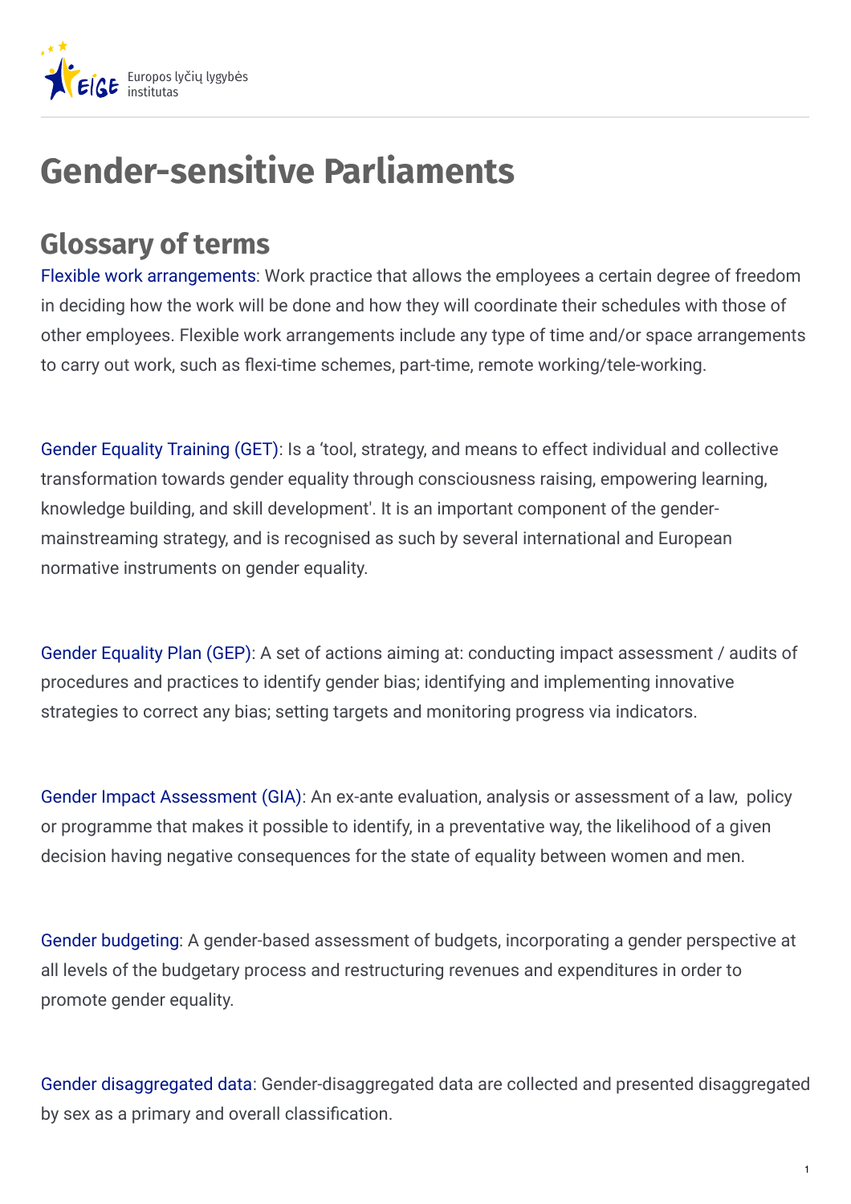Europos lyčių lygybės institutas

# Gender-sensitive Parliaments

## Glossary of terms

Flexible work arrangements: Work practice that allows the employees a certain degree of freedom in deciding how the work will be done and how they will coordinate their schedules with those of other employees. Flexible work arrangements include any type of time and/or space arrangements to carry out work, such as flexi-time schemes, part-time, remote working/tele-working.

Gender Equality Training (GET): Is a 'tool, strategy, and means to effect individual and collective transformation towards gender equality through consciousness raising, empowering learning, knowledge building, and skill development'. It is an important component of the gender-mainstreaming strategy, and is recognised as such by several international and European normative instruments on gender equality.

Gender Equality Plan (GEP): A set of actions aiming at: conducting impact assessment / audits of procedures and practices to identify gender bias; identifying and implementing innovative strategies to correct any bias; setting targets and monitoring progress via indicators.

Gender Impact Assessment (GIA): An ex-ante evaluation, analysis or assessment of a law, policy or programme that makes it possible to identify, in a preventative way, the likelihood of a given decision having negative consequences for the state of equality between women and men.

Gender budgeting: A gender-based assessment of budgets, incorporating a gender perspective at all levels of the budgetary process and restructuring revenues and expenditures in order to promote gender equality.

Gender disaggregated data: Gender-disaggregated data are collected and presented disaggregated by sex as a primary and overall classification.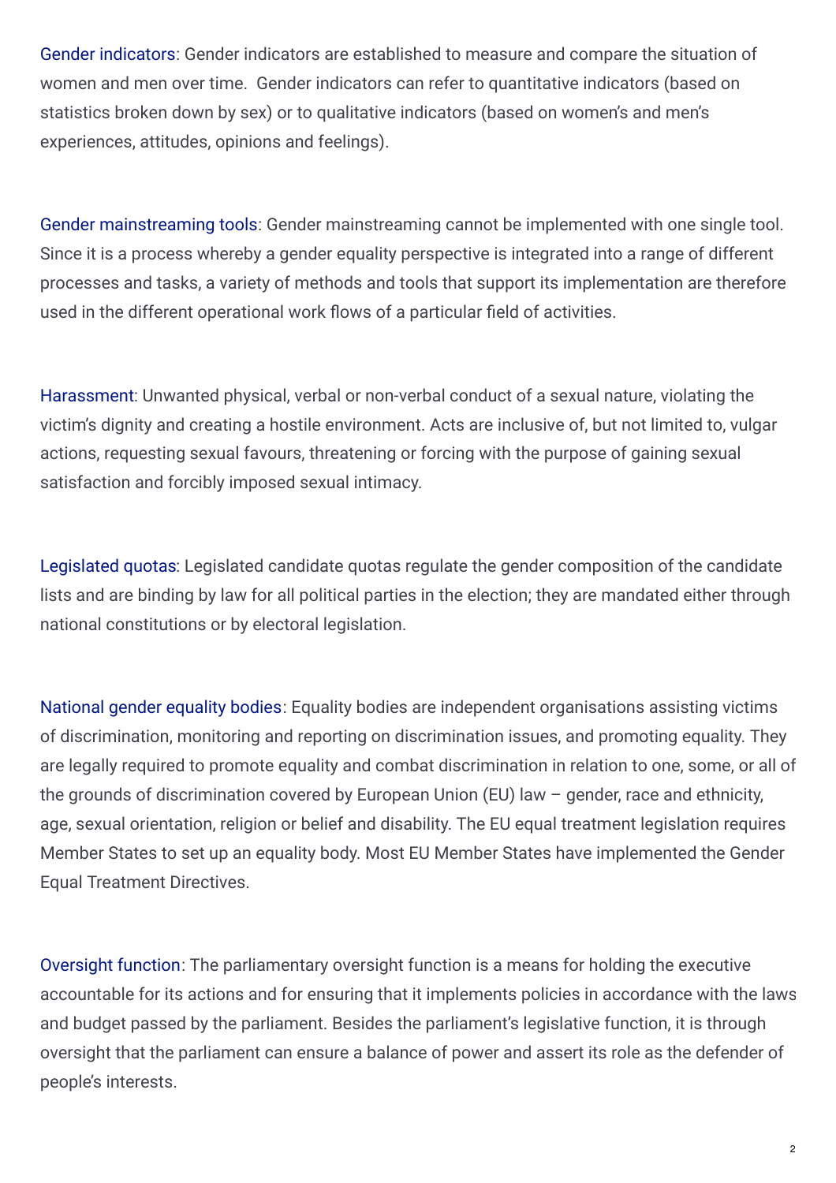Gender indicators: Gender indicators are established to measure and compare the situation of women and men over time.  Gender indicators can refer to quantitative indicators (based on statistics broken down by sex) or to qualitative indicators (based on women's and men's experiences, attitudes, opinions and feelings).

Gender mainstreaming tools: Gender mainstreaming cannot be implemented with one single tool. Since it is a process whereby a gender equality perspective is integrated into a range of different processes and tasks, a variety of methods and tools that support its implementation are therefore used in the different operational work flows of a particular field of activities.

Harassment: Unwanted physical, verbal or non-verbal conduct of a sexual nature, violating the victim's dignity and creating a hostile environment. Acts are inclusive of, but not limited to, vulgar actions, requesting sexual favours, threatening or forcing with the purpose of gaining sexual satisfaction and forcibly imposed sexual intimacy.

Legislated quotas: Legislated candidate quotas regulate the gender composition of the candidate lists and are binding by law for all political parties in the election; they are mandated either through national constitutions or by electoral legislation.

National gender equality bodies: Equality bodies are independent organisations assisting victims of discrimination, monitoring and reporting on discrimination issues, and promoting equality. They are legally required to promote equality and combat discrimination in relation to one, some, or all of the grounds of discrimination covered by European Union (EU) law – gender, race and ethnicity, age, sexual orientation, religion or belief and disability. The EU equal treatment legislation requires Member States to set up an equality body. Most EU Member States have implemented the Gender Equal Treatment Directives.

Oversight function: The parliamentary oversight function is a means for holding the executive accountable for its actions and for ensuring that it implements policies in accordance with the laws and budget passed by the parliament. Besides the parliament's legislative function, it is through oversight that the parliament can ensure a balance of power and assert its role as the defender of people's interests.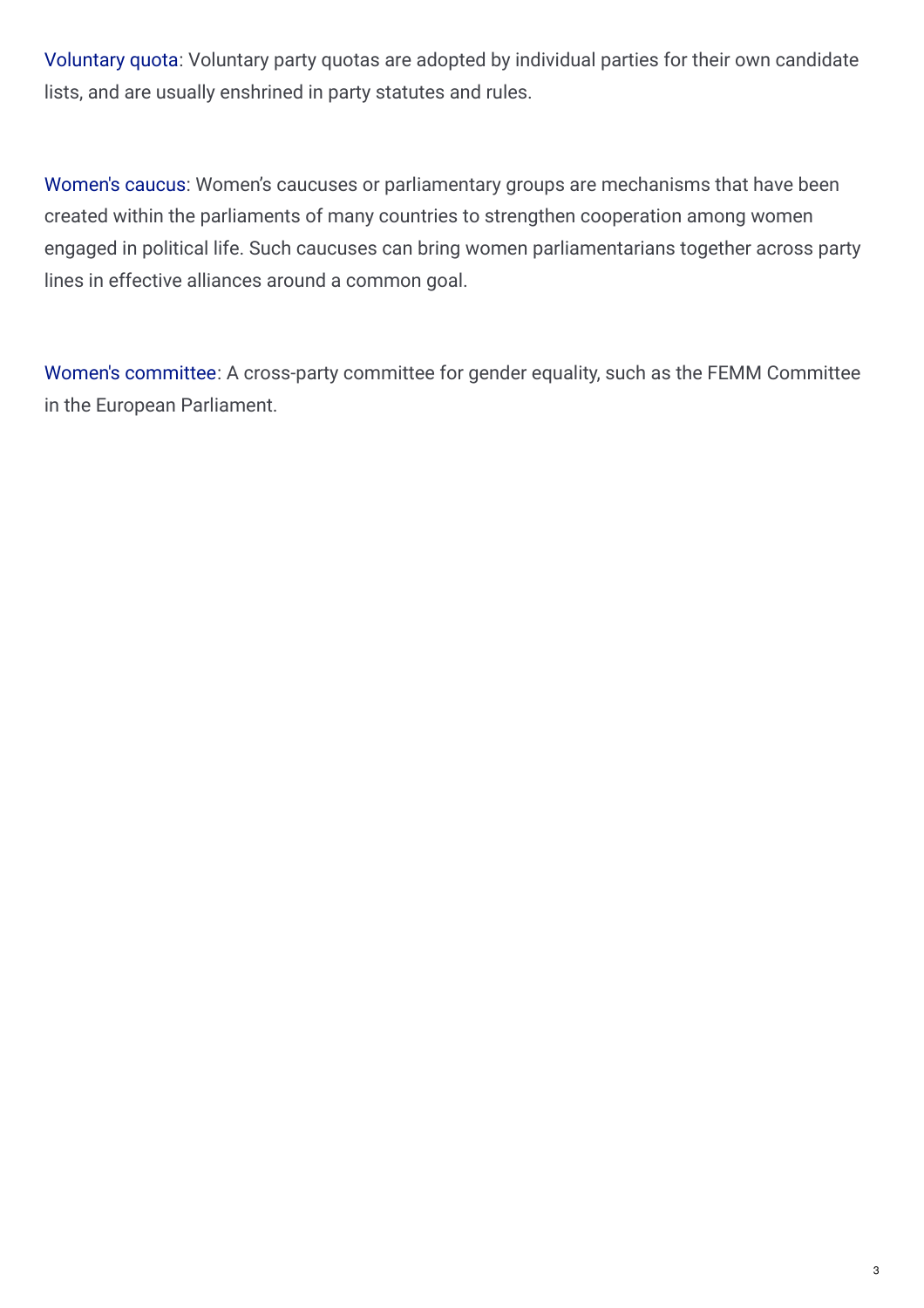Voluntary quota: Voluntary party quotas are adopted by individual parties for their own candidate lists, and are usually enshrined in party statutes and rules.

Women's caucus: Women's caucuses or parliamentary groups are mechanisms that have been created within the parliaments of many countries to strengthen cooperation among women engaged in political life. Such caucuses can bring women parliamentarians together across party lines in effective alliances around a common goal.

Women's committee: A cross-party committee for gender equality, such as the FEMM Committee in the European Parliament.